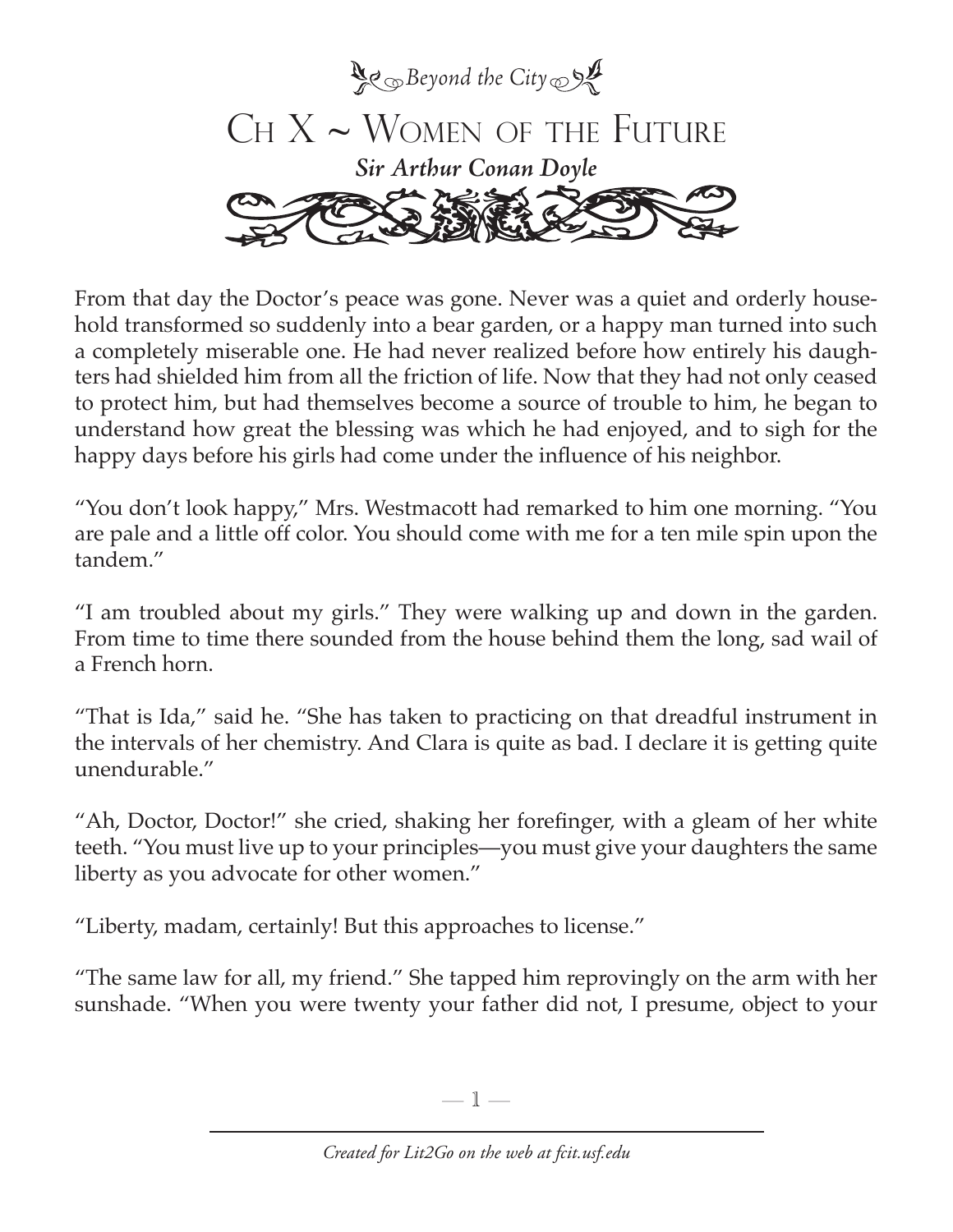*Beyond the City*

# Ch X ~ Women of the Future

***Sir Arthur Conan Doyle***

From that day the Doctor's peace was gone. Never was a quiet and orderly household transformed so suddenly into a bear garden, or a happy man turned into such a completely miserable one. He had never realized before how entirely his daughters had shielded him from all the friction of life. Now that they had not only ceased to protect him, but had themselves become a source of trouble to him, he began to understand how great the blessing was which he had enjoyed, and to sigh for the happy days before his girls had come under the influence of his neighbor.

"You don't look happy," Mrs. Westmacott had remarked to him one morning. "You are pale and a little off color. You should come with me for a ten mile spin upon the tandem."

"I am troubled about my girls." They were walking up and down in the garden. From time to time there sounded from the house behind them the long, sad wail of a French horn.

"That is Ida," said he. "She has taken to practicing on that dreadful instrument in the intervals of her chemistry. And Clara is quite as bad. I declare it is getting quite unendurable."

"Ah, Doctor, Doctor!" she cried, shaking her forefinger, with a gleam of her white teeth. "You must live up to your principles—you must give your daughters the same liberty as you advocate for other women."

"Liberty, madam, certainly! But this approaches to license."

"The same law for all, my friend." She tapped him reprovingly on the arm with her sunshade. "When you were twenty your father did not, I presume, object to your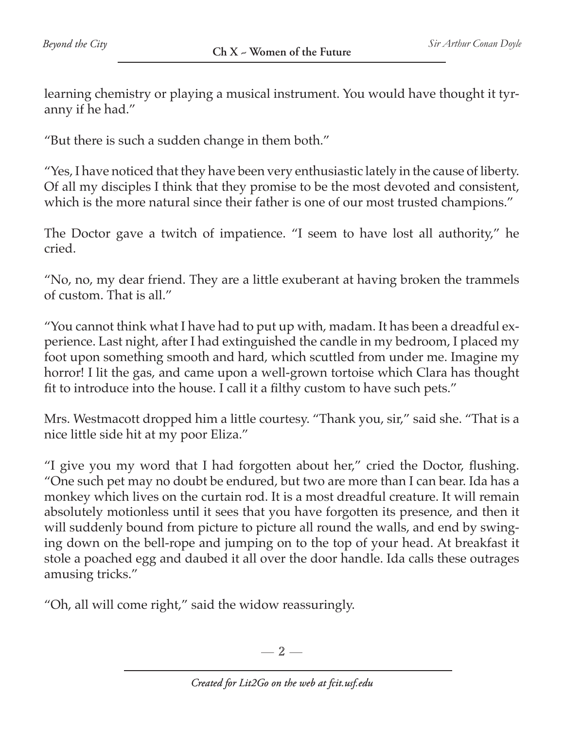learning chemistry or playing a musical instrument. You would have thought it tyranny if he had."

"But there is such a sudden change in them both."

"Yes, I have noticed that they have been very enthusiastic lately in the cause of liberty. Of all my disciples I think that they promise to be the most devoted and consistent, which is the more natural since their father is one of our most trusted champions."

The Doctor gave a twitch of impatience. "I seem to have lost all authority," he cried.

"No, no, my dear friend. They are a little exuberant at having broken the trammels of custom. That is all."

"You cannot think what I have had to put up with, madam. It has been a dreadful experience. Last night, after I had extinguished the candle in my bedroom, I placed my foot upon something smooth and hard, which scuttled from under me. Imagine my horror! I lit the gas, and came upon a well-grown tortoise which Clara has thought fit to introduce into the house. I call it a filthy custom to have such pets."

Mrs. Westmacott dropped him a little courtesy. "Thank you, sir," said she. "That is a nice little side hit at my poor Eliza."

"I give you my word that I had forgotten about her," cried the Doctor, flushing. "One such pet may no doubt be endured, but two are more than I can bear. Ida has a monkey which lives on the curtain rod. It is a most dreadful creature. It will remain absolutely motionless until it sees that you have forgotten its presence, and then it will suddenly bound from picture to picture all round the walls, and end by swinging down on the bell-rope and jumping on to the top of your head. At breakfast it stole a poached egg and daubed it all over the door handle. Ida calls these outrages amusing tricks."

"Oh, all will come right," said the widow reassuringly.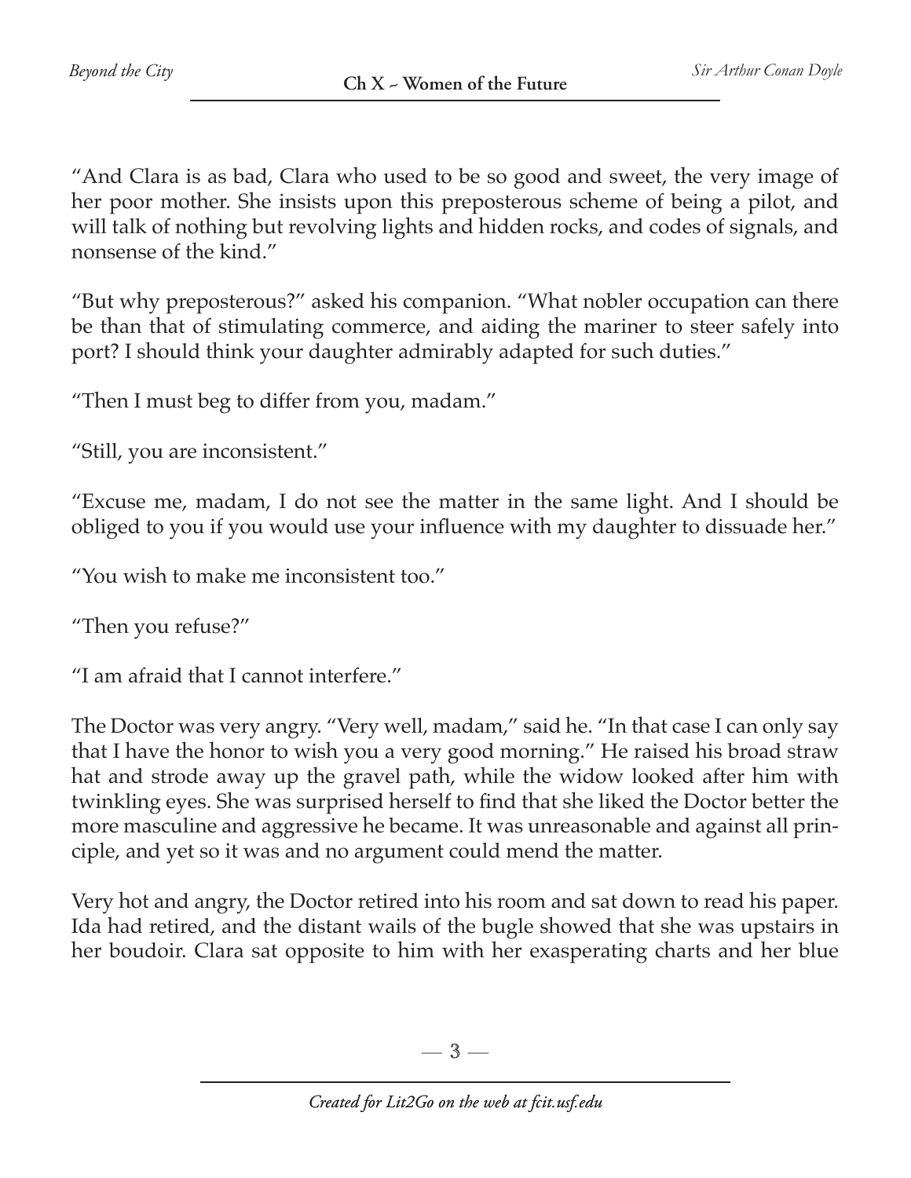"And Clara is as bad, Clara who used to be so good and sweet, the very image of her poor mother. She insists upon this preposterous scheme of being a pilot, and will talk of nothing but revolving lights and hidden rocks, and codes of signals, and nonsense of the kind."

"But why preposterous?" asked his companion. "What nobler occupation can there be than that of stimulating commerce, and aiding the mariner to steer safely into port? I should think your daughter admirably adapted for such duties."

"Then I must beg to differ from you, madam."

"Still, you are inconsistent."

"Excuse me, madam, I do not see the matter in the same light. And I should be obliged to you if you would use your influence with my daughter to dissuade her."

"You wish to make me inconsistent too."

"Then you refuse?"

"I am afraid that I cannot interfere."

The Doctor was very angry. "Very well, madam," said he. "In that case I can only say that I have the honor to wish you a very good morning." He raised his broad straw hat and strode away up the gravel path, while the widow looked after him with twinkling eyes. She was surprised herself to find that she liked the Doctor better the more masculine and aggressive he became. It was unreasonable and against all principle, and yet so it was and no argument could mend the matter.

Very hot and angry, the Doctor retired into his room and sat down to read his paper. Ida had retired, and the distant wails of the bugle showed that she was upstairs in her boudoir. Clara sat opposite to him with her exasperating charts and her blue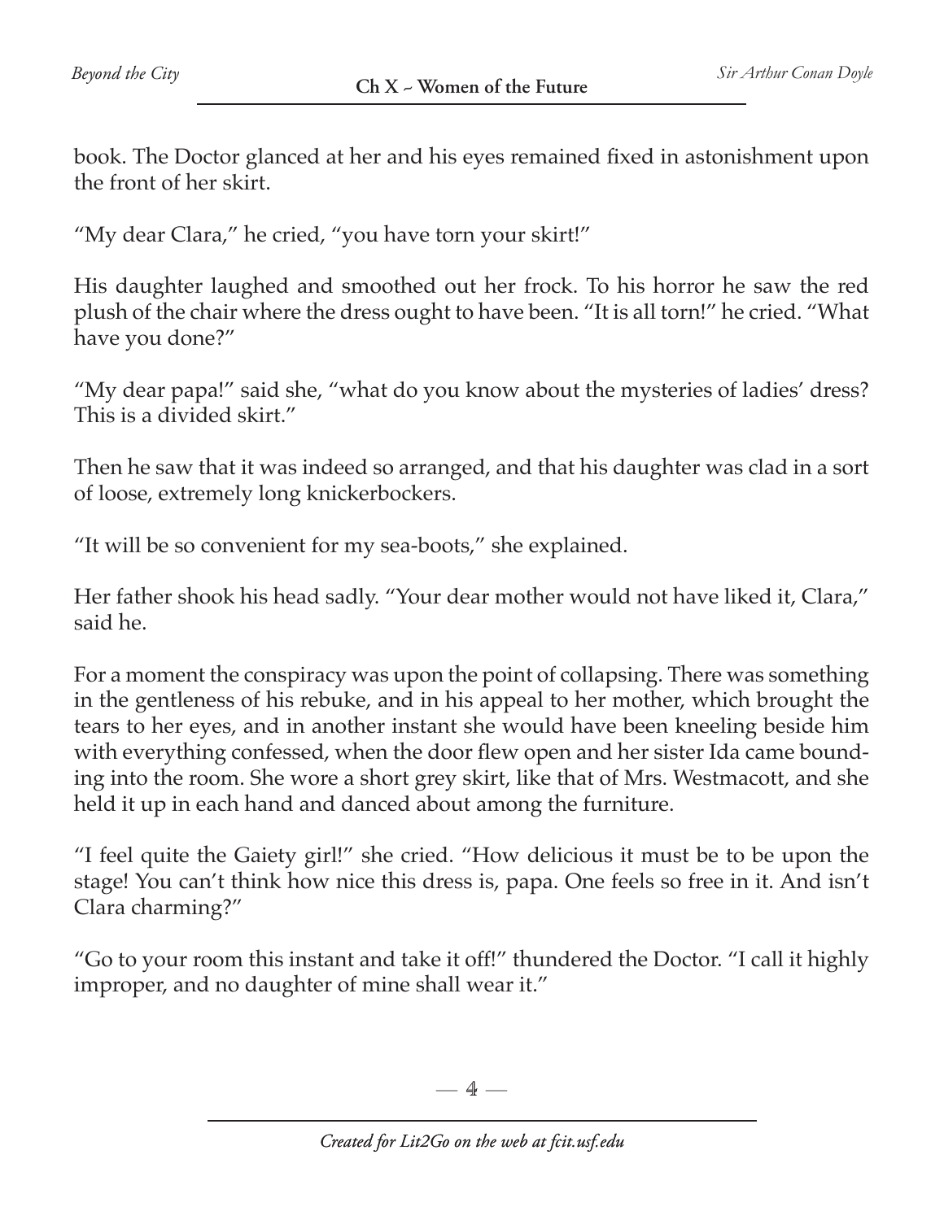book. The Doctor glanced at her and his eyes remained fixed in astonishment upon the front of her skirt.

"My dear Clara," he cried, "you have torn your skirt!"

His daughter laughed and smoothed out her frock. To his horror he saw the red plush of the chair where the dress ought to have been. "It is all torn!" he cried. "What have you done?"

"My dear papa!" said she, "what do you know about the mysteries of ladies' dress? This is a divided skirt."

Then he saw that it was indeed so arranged, and that his daughter was clad in a sort of loose, extremely long knickerbockers.

"It will be so convenient for my sea-boots," she explained.

Her father shook his head sadly. "Your dear mother would not have liked it, Clara," said he.

For a moment the conspiracy was upon the point of collapsing. There was something in the gentleness of his rebuke, and in his appeal to her mother, which brought the tears to her eyes, and in another instant she would have been kneeling beside him with everything confessed, when the door flew open and her sister Ida came bounding into the room. She wore a short grey skirt, like that of Mrs. Westmacott, and she held it up in each hand and danced about among the furniture.

"I feel quite the Gaiety girl!" she cried. "How delicious it must be to be upon the stage! You can't think how nice this dress is, papa. One feels so free in it. And isn't Clara charming?"

"Go to your room this instant and take it off!" thundered the Doctor. "I call it highly improper, and no daughter of mine shall wear it."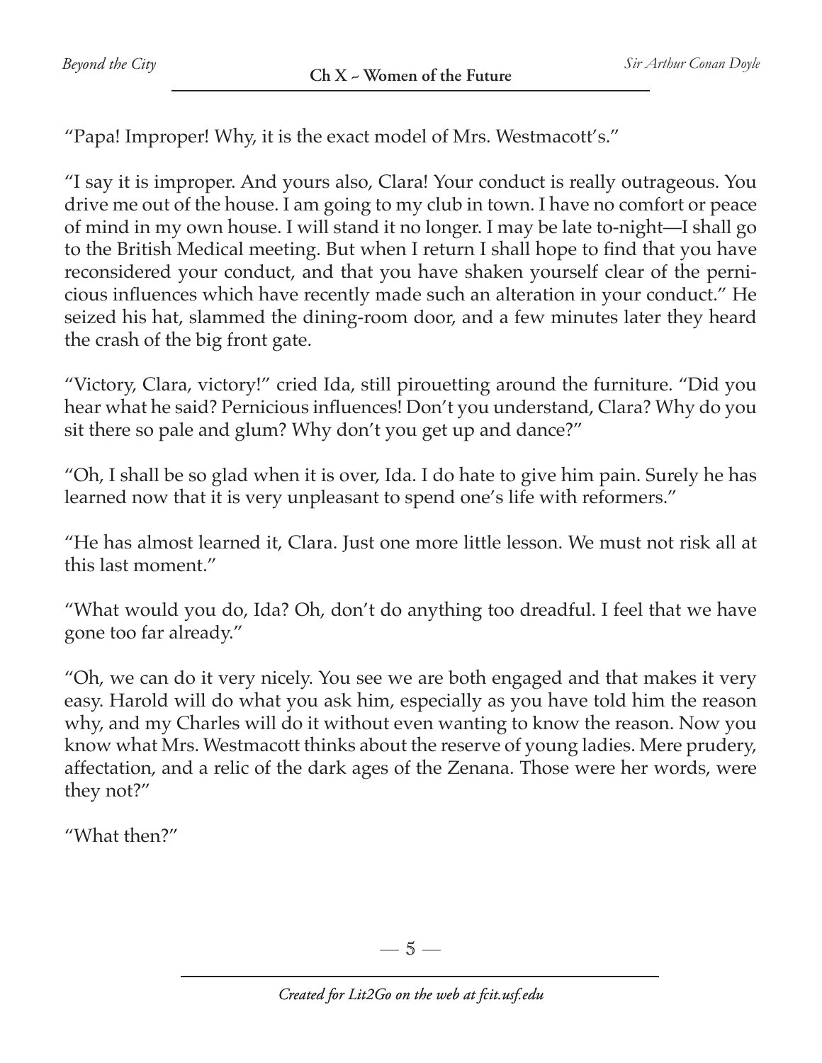"Papa! Improper! Why, it is the exact model of Mrs. Westmacott's."

"I say it is improper. And yours also, Clara! Your conduct is really outrageous. You drive me out of the house. I am going to my club in town. I have no comfort or peace of mind in my own house. I will stand it no longer. I may be late to-night—I shall go to the British Medical meeting. But when I return I shall hope to find that you have reconsidered your conduct, and that you have shaken yourself clear of the pernicious influences which have recently made such an alteration in your conduct." He seized his hat, slammed the dining-room door, and a few minutes later they heard the crash of the big front gate.

"Victory, Clara, victory!" cried Ida, still pirouetting around the furniture. "Did you hear what he said? Pernicious influences! Don't you understand, Clara? Why do you sit there so pale and glum? Why don't you get up and dance?"

"Oh, I shall be so glad when it is over, Ida. I do hate to give him pain. Surely he has learned now that it is very unpleasant to spend one's life with reformers."

"He has almost learned it, Clara. Just one more little lesson. We must not risk all at this last moment."

"What would you do, Ida? Oh, don't do anything too dreadful. I feel that we have gone too far already."

"Oh, we can do it very nicely. You see we are both engaged and that makes it very easy. Harold will do what you ask him, especially as you have told him the reason why, and my Charles will do it without even wanting to know the reason. Now you know what Mrs. Westmacott thinks about the reserve of young ladies. Mere prudery, affectation, and a relic of the dark ages of the Zenana. Those were her words, were they not?"

"What then?"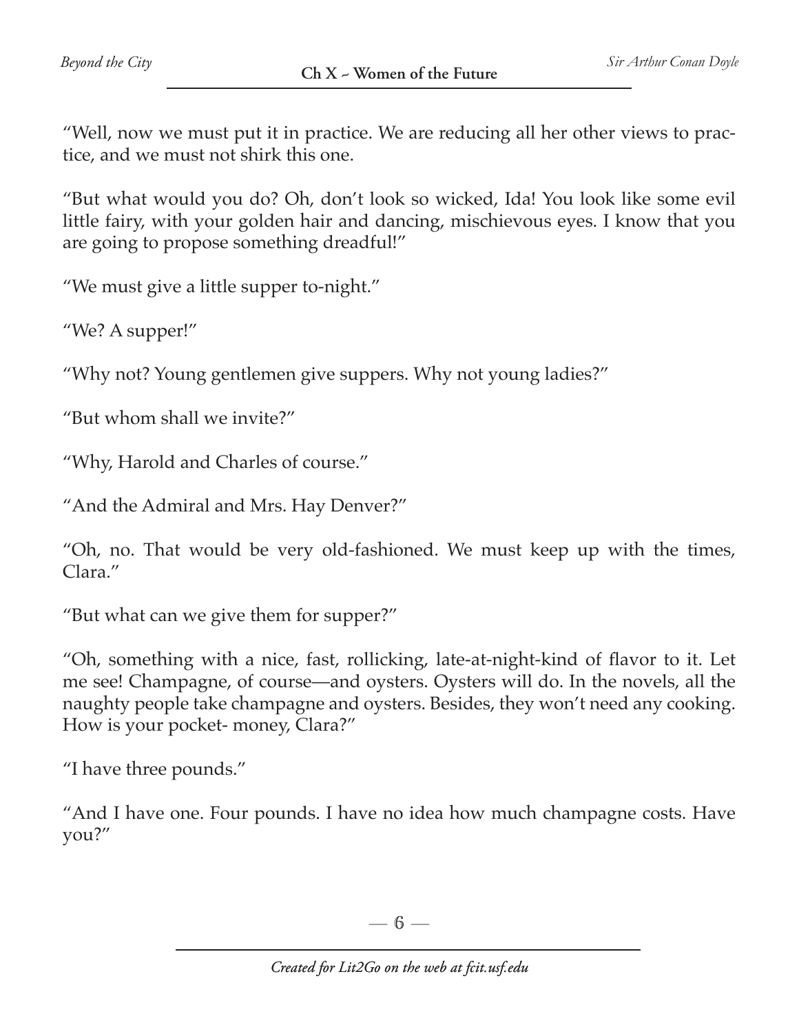"Well, now we must put it in practice. We are reducing all her other views to practice, and we must not shirk this one.

"But what would you do? Oh, don't look so wicked, Ida! You look like some evil little fairy, with your golden hair and dancing, mischievous eyes. I know that you are going to propose something dreadful!"

"We must give a little supper to-night."

"We? A supper!"

"Why not? Young gentlemen give suppers. Why not young ladies?"

"But whom shall we invite?"

"Why, Harold and Charles of course."

"And the Admiral and Mrs. Hay Denver?"

"Oh, no. That would be very old-fashioned. We must keep up with the times, Clara."

"But what can we give them for supper?"

"Oh, something with a nice, fast, rollicking, late-at-night-kind of flavor to it. Let me see! Champagne, of course—and oysters. Oysters will do. In the novels, all the naughty people take champagne and oysters. Besides, they won't need any cooking. How is your pocket- money, Clara?"

"I have three pounds."

"And I have one. Four pounds. I have no idea how much champagne costs. Have you?"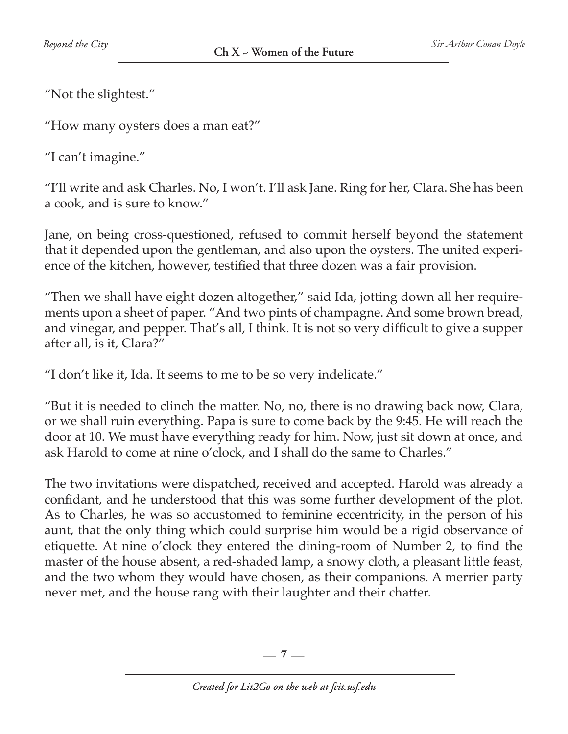“Not the slightest.”

“How many oysters does a man eat?”

“I can’t imagine.”

“I’ll write and ask Charles. No, I won’t. I’ll ask Jane. Ring for her, Clara. She has been a cook, and is sure to know.”

Jane, on being cross-questioned, refused to commit herself beyond the statement that it depended upon the gentleman, and also upon the oysters. The united experience of the kitchen, however, testified that three dozen was a fair provision.

“Then we shall have eight dozen altogether,” said Ida, jotting down all her requirements upon a sheet of paper. “And two pints of champagne. And some brown bread, and vinegar, and pepper. That’s all, I think. It is not so very difficult to give a supper after all, is it, Clara?”

“I don’t like it, Ida. It seems to me to be so very indelicate.”

“But it is needed to clinch the matter. No, no, there is no drawing back now, Clara, or we shall ruin everything. Papa is sure to come back by the 9:45. He will reach the door at 10. We must have everything ready for him. Now, just sit down at once, and ask Harold to come at nine o’clock, and I shall do the same to Charles.”

The two invitations were dispatched, received and accepted. Harold was already a confidant, and he understood that this was some further development of the plot. As to Charles, he was so accustomed to feminine eccentricity, in the person of his aunt, that the only thing which could surprise him would be a rigid observance of etiquette. At nine o’clock they entered the dining-room of Number 2, to find the master of the house absent, a red-shaded lamp, a snowy cloth, a pleasant little feast, and the two whom they would have chosen, as their companions. A merrier party never met, and the house rang with their laughter and their chatter.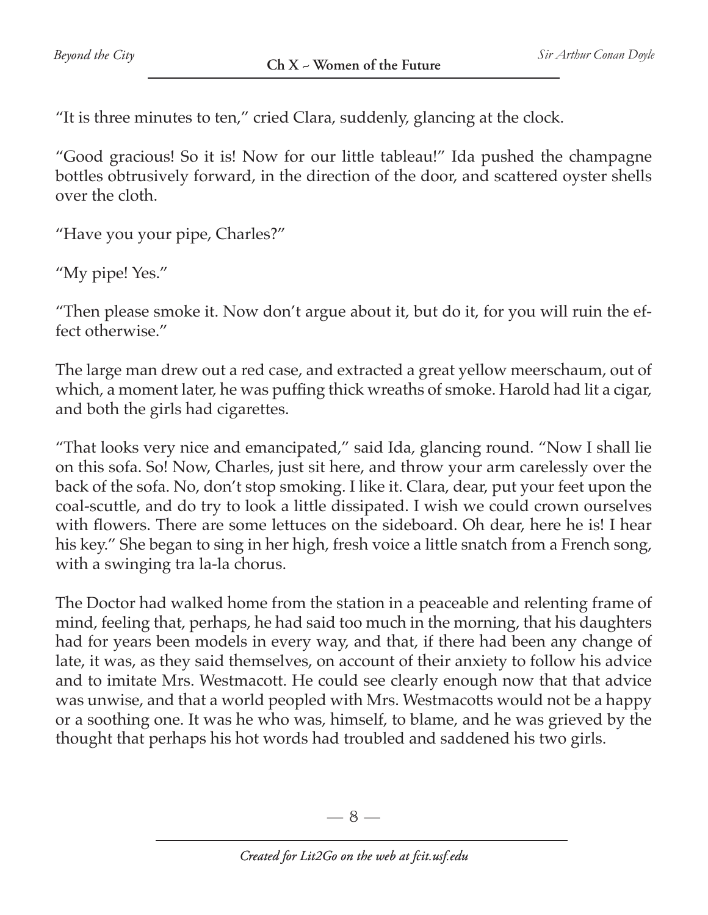“It is three minutes to ten,” cried Clara, suddenly, glancing at the clock.

“Good gracious! So it is! Now for our little tableau!” Ida pushed the champagne bottles obtrusively forward, in the direction of the door, and scattered oyster shells over the cloth.

“Have you your pipe, Charles?”

“My pipe! Yes.”

“Then please smoke it. Now don’t argue about it, but do it, for you will ruin the effect otherwise.”

The large man drew out a red case, and extracted a great yellow meerschaum, out of which, a moment later, he was puffing thick wreaths of smoke. Harold had lit a cigar, and both the girls had cigarettes.

“That looks very nice and emancipated,” said Ida, glancing round. “Now I shall lie on this sofa. So! Now, Charles, just sit here, and throw your arm carelessly over the back of the sofa. No, don’t stop smoking. I like it. Clara, dear, put your feet upon the coal-scuttle, and do try to look a little dissipated. I wish we could crown ourselves with flowers. There are some lettuces on the sideboard. Oh dear, here he is! I hear his key.” She began to sing in her high, fresh voice a little snatch from a French song, with a swinging tra la-la chorus.

The Doctor had walked home from the station in a peaceable and relenting frame of mind, feeling that, perhaps, he had said too much in the morning, that his daughters had for years been models in every way, and that, if there had been any change of late, it was, as they said themselves, on account of their anxiety to follow his advice and to imitate Mrs. Westmacott. He could see clearly enough now that that advice was unwise, and that a world peopled with Mrs. Westmacotts would not be a happy or a soothing one. It was he who was, himself, to blame, and he was grieved by the thought that perhaps his hot words had troubled and saddened his two girls.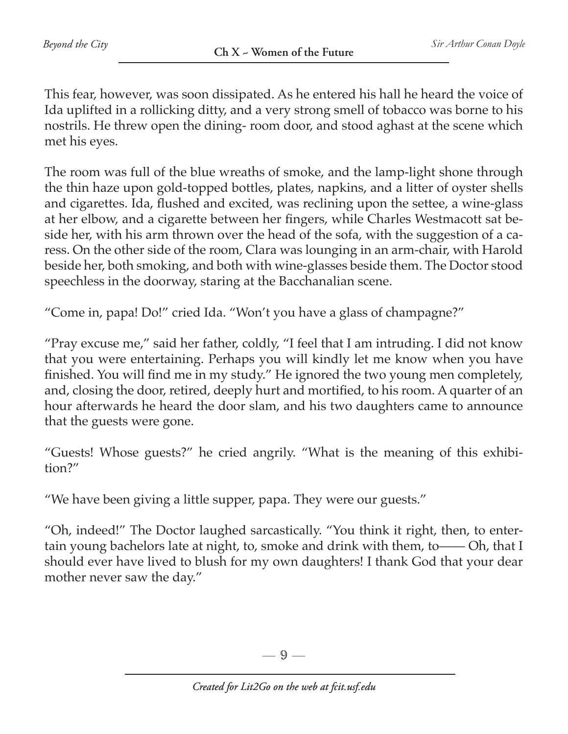This fear, however, was soon dissipated. As he entered his hall he heard the voice of Ida uplifted in a rollicking ditty, and a very strong smell of tobacco was borne to his nostrils. He threw open the dining- room door, and stood aghast at the scene which met his eyes.

The room was full of the blue wreaths of smoke, and the lamp-light shone through the thin haze upon gold-topped bottles, plates, napkins, and a litter of oyster shells and cigarettes. Ida, flushed and excited, was reclining upon the settee, a wine-glass at her elbow, and a cigarette between her fingers, while Charles Westmacott sat beside her, with his arm thrown over the head of the sofa, with the suggestion of a caress. On the other side of the room, Clara was lounging in an arm-chair, with Harold beside her, both smoking, and both with wine-glasses beside them. The Doctor stood speechless in the doorway, staring at the Bacchanalian scene.

"Come in, papa! Do!" cried Ida. "Won't you have a glass of champagne?"

"Pray excuse me," said her father, coldly, "I feel that I am intruding. I did not know that you were entertaining. Perhaps you will kindly let me know when you have finished. You will find me in my study." He ignored the two young men completely, and, closing the door, retired, deeply hurt and mortified, to his room. A quarter of an hour afterwards he heard the door slam, and his two daughters came to announce that the guests were gone.

"Guests! Whose guests?" he cried angrily. "What is the meaning of this exhibition?"

"We have been giving a little supper, papa. They were our guests."

"Oh, indeed!" The Doctor laughed sarcastically. "You think it right, then, to entertain young bachelors late at night, to, smoke and drink with them, to—— Oh, that I should ever have lived to blush for my own daughters! I thank God that your dear mother never saw the day."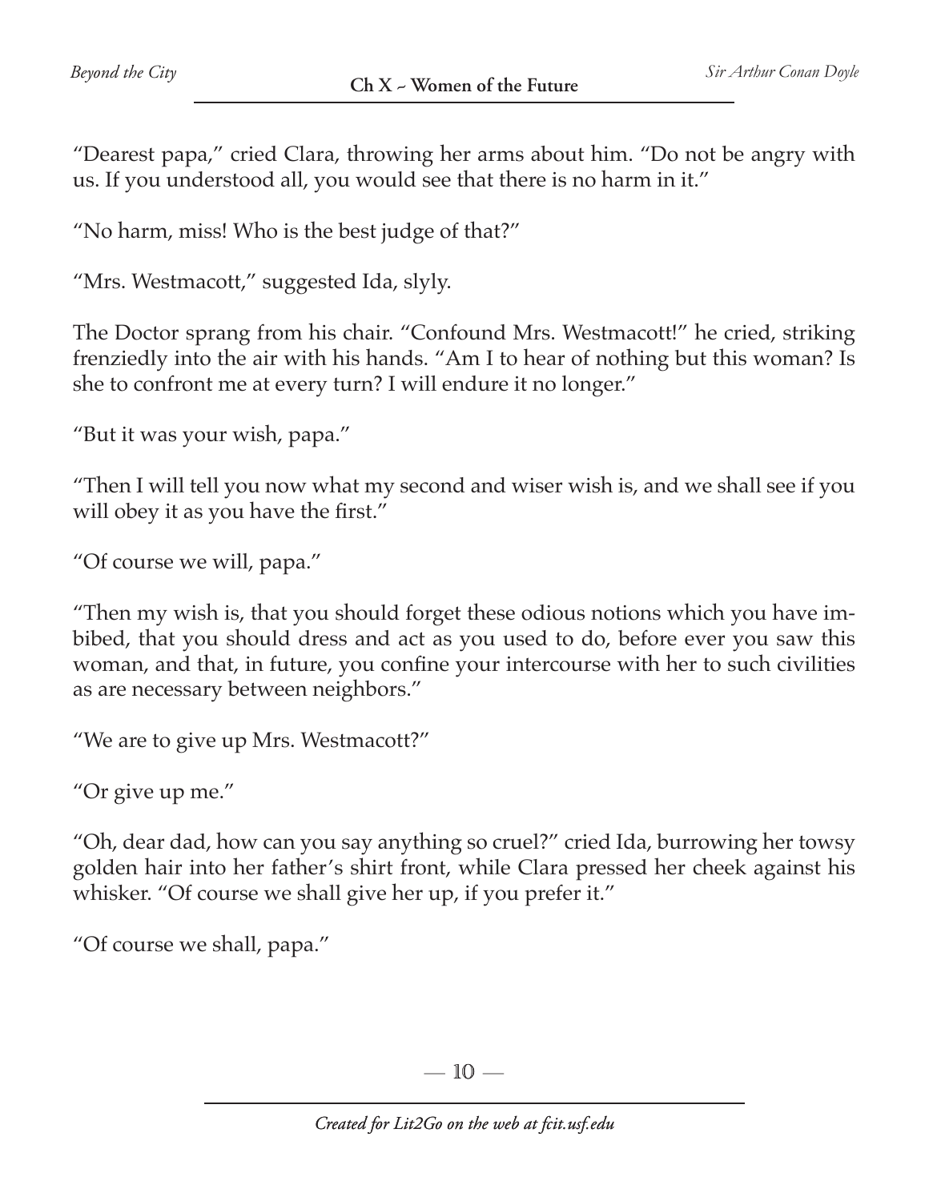"Dearest papa," cried Clara, throwing her arms about him. "Do not be angry with us. If you understood all, you would see that there is no harm in it."

"No harm, miss! Who is the best judge of that?"

"Mrs. Westmacott," suggested Ida, slyly.

The Doctor sprang from his chair. "Confound Mrs. Westmacott!" he cried, striking frenziedly into the air with his hands. "Am I to hear of nothing but this woman? Is she to confront me at every turn? I will endure it no longer."

"But it was your wish, papa."

"Then I will tell you now what my second and wiser wish is, and we shall see if you will obey it as you have the first."

"Of course we will, papa."

"Then my wish is, that you should forget these odious notions which you have imbibed, that you should dress and act as you used to do, before ever you saw this woman, and that, in future, you confine your intercourse with her to such civilities as are necessary between neighbors."

"We are to give up Mrs. Westmacott?"

"Or give up me."

"Oh, dear dad, how can you say anything so cruel?" cried Ida, burrowing her towsy golden hair into her father's shirt front, while Clara pressed her cheek against his whisker. "Of course we shall give her up, if you prefer it."

"Of course we shall, papa."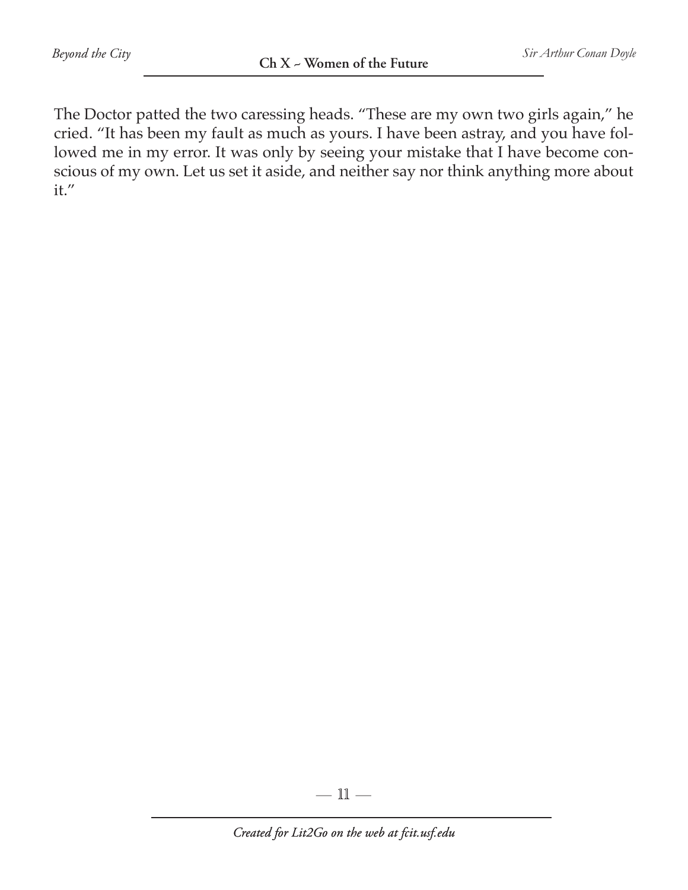The Doctor patted the two caressing heads. "These are my own two girls again," he cried. "It has been my fault as much as yours. I have been astray, and you have followed me in my error. It was only by seeing your mistake that I have become conscious of my own. Let us set it aside, and neither say nor think anything more about it."